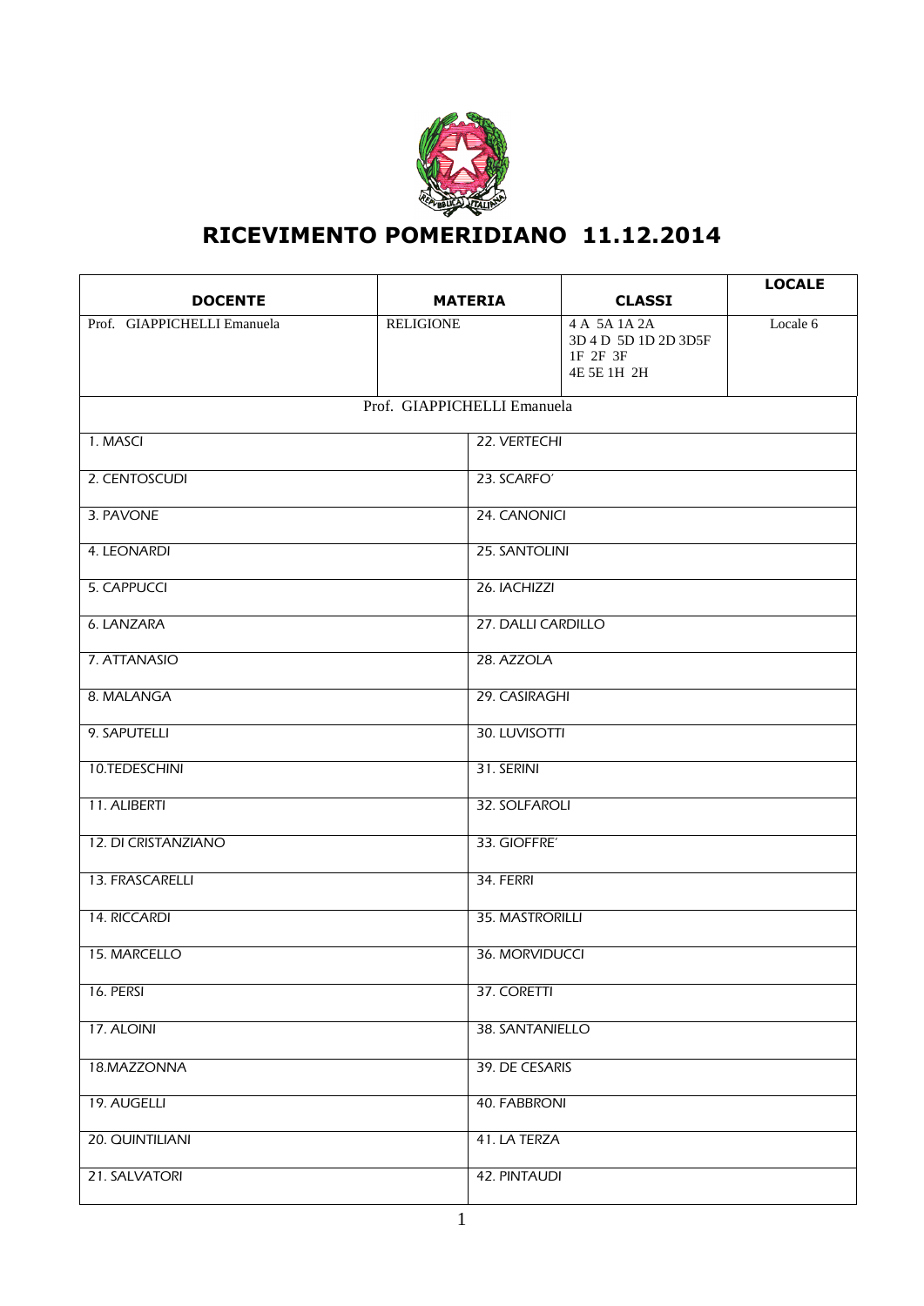# RICEVIMENTO POMERIDIANO 11.12.2014

| DOCENTE | MATERIA | CLASSI | LOCALE |
|---|---|---|---|
| Prof. GIAPPICHELLI Emanuela | RELIGIONE | 4 A 5A 1A 2A<br>3D 4 D 5D 1D 2D 3D5F<br>1F 2F 3F<br>4E 5E 1H 2H | Locale 6 |

Prof. GIAPPICHELLI Emanuela

| | |
|---|---|
| 1. MASCI | 22. VERTECHI |
| 2. CENTOSCUDI | 23. SCARFO' |
| 3. PAVONE | 24. CANONICI |
| 4. LEONARDI | 25. SANTOLINI |
| 5. CAPPUCCI | 26. IACHIZZI |
| 6. LANZARA | 27. DALLI CARDILLO |
| 7. ATTANASIO | 28. AZZOLA |
| 8. MALANGA | 29. CASIRAGHI |
| 9. SAPUTELLI | 30. LUVISOTTI |
| 10.TEDESCHINI | 31. SERINI |
| 11. ALIBERTI | 32. SOLFAROLI |
| 12. DI CRISTANZIANO | 33. GIOFFRE' |
| 13. FRASCARELLI | 34. FERRI |
| 14. RICCARDI | 35. MASTRORILLI |
| 15. MARCELLO | 36. MORVIDUCCI |
| 16. PERSI | 37. CORETTI |
| 17. ALOINI | 38. SANTANIELLO |
| 18.MAZZONNA | 39. DE CESARIS |
| 19. AUGELLI | 40. FABBRONI |
| 20. QUINTILIANI | 41. LA TERZA |
| 21. SALVATORI | 42. PINTAUDI |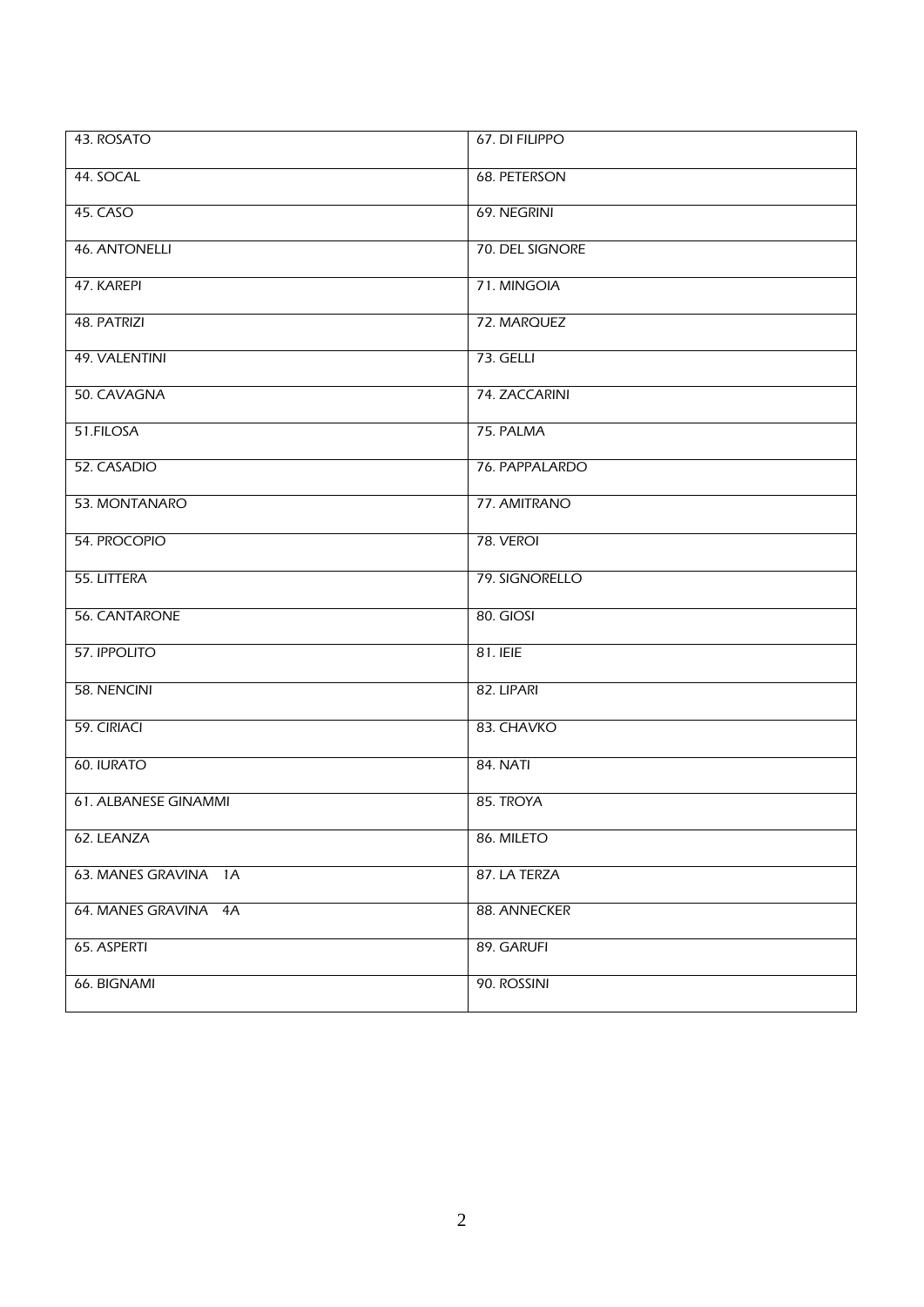| | |
|---|---|
| 43. ROSATO | 67. DI FILIPPO |
| 44. SOCAL | 68. PETERSON |
| 45. CASO | 69. NEGRINI |
| 46. ANTONELLI | 70. DEL SIGNORE |
| 47. KAREPI | 71. MINGOIA |
| 48. PATRIZI | 72. MARQUEZ |
| 49. VALENTINI | 73. GELLI |
| 50. CAVAGNA | 74. ZACCARINI |
| 51.FILOSA | 75. PALMA |
| 52. CASADIO | 76. PAPPALARDO |
| 53. MONTANARO | 77. AMITRANO |
| 54. PROCOPIO | 78. VEROI |
| 55. LITTERA | 79. SIGNORELLO |
| 56. CANTARONE | 80. GIOSI |
| 57. IPPOLITO | 81. IEIE |
| 58. NENCINI | 82. LIPARI |
| 59. CIRIACI | 83. CHAVKO |
| 60. IURATO | 84. NATI |
| 61. ALBANESE GINAMMI | 85. TROYA |
| 62. LEANZA | 86. MILETO |
| 63. MANES GRAVINA 1A | 87. LA TERZA |
| 64. MANES GRAVINA 4A | 88. ANNECKER |
| 65. ASPERTI | 89. GARUFI |
| 66. BIGNAMI | 90. ROSSINI |